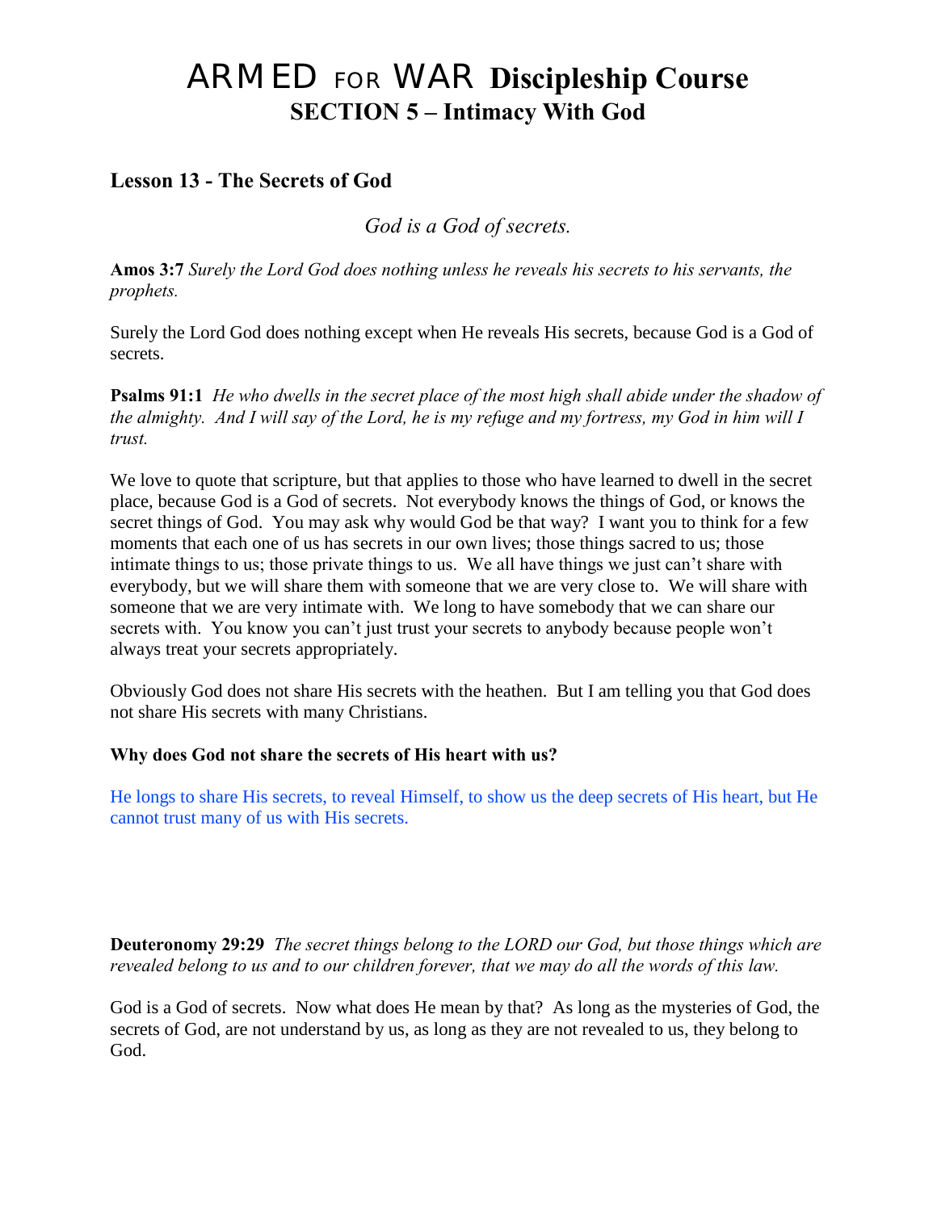# ARMED FOR WAR Discipleship Course
## SECTION 5 – Intimacy With God

### Lesson 13 - The Secrets of God

*God is a God of secrets.*

**Amos 3:7** *Surely the Lord God does nothing unless he reveals his secrets to his servants, the prophets.*

Surely the Lord God does nothing except when He reveals His secrets, because God is a God of secrets.

**Psalms 91:1** *He who dwells in the secret place of the most high shall abide under the shadow of the almighty. And I will say of the Lord, he is my refuge and my fortress, my God in him will I trust.*

We love to quote that scripture, but that applies to those who have learned to dwell in the secret place, because God is a God of secrets. Not everybody knows the things of God, or knows the secret things of God. You may ask why would God be that way? I want you to think for a few moments that each one of us has secrets in our own lives; those things sacred to us; those intimate things to us; those private things to us. We all have things we just can't share with everybody, but we will share them with someone that we are very close to. We will share with someone that we are very intimate with. We long to have somebody that we can share our secrets with. You know you can't just trust your secrets to anybody because people won't always treat your secrets appropriately.

Obviously God does not share His secrets with the heathen. But I am telling you that God does not share His secrets with many Christians.

**Why does God not share the secrets of His heart with us?**

He longs to share His secrets, to reveal Himself, to show us the deep secrets of His heart, but He cannot trust many of us with His secrets.

**Deuteronomy 29:29** *The secret things belong to the LORD our God, but those things which are revealed belong to us and to our children forever, that we may do all the words of this law.*

God is a God of secrets. Now what does He mean by that? As long as the mysteries of God, the secrets of God, are not understand by us, as long as they are not revealed to us, they belong to God.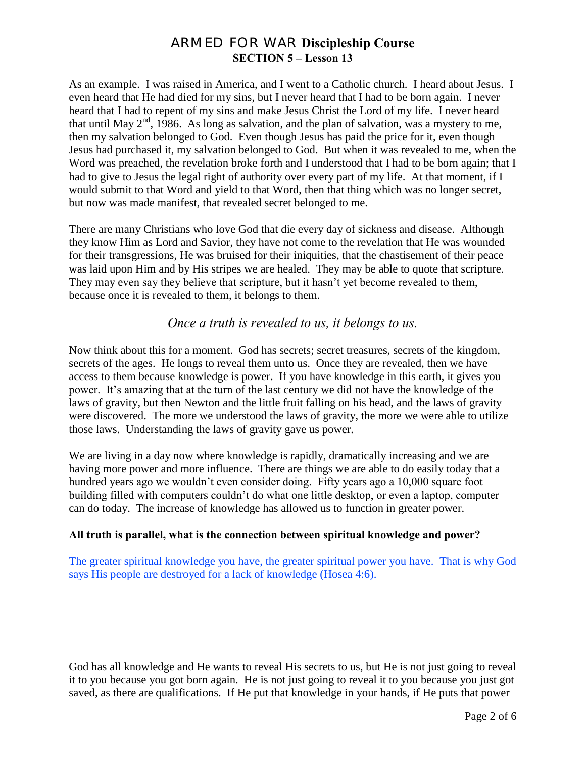As an example. I was raised in America, and I went to a Catholic church. I heard about Jesus. I even heard that He had died for my sins, but I never heard that I had to be born again. I never heard that I had to repent of my sins and make Jesus Christ the Lord of my life. I never heard that until May 2nd, 1986. As long as salvation, and the plan of salvation, was a mystery to me, then my salvation belonged to God. Even though Jesus has paid the price for it, even though Jesus had purchased it, my salvation belonged to God. But when it was revealed to me, when the Word was preached, the revelation broke forth and I understood that I had to be born again; that I had to give to Jesus the legal right of authority over every part of my life. At that moment, if I would submit to that Word and yield to that Word, then that thing which was no longer secret, but now was made manifest, that revealed secret belonged to me.

There are many Christians who love God that die every day of sickness and disease. Although they know Him as Lord and Savior, they have not come to the revelation that He was wounded for their transgressions, He was bruised for their iniquities, that the chastisement of their peace was laid upon Him and by His stripes we are healed. They may be able to quote that scripture. They may even say they believe that scripture, but it hasn't yet become revealed to them, because once it is revealed to them, it belongs to them.

*Once a truth is revealed to us, it belongs to us.*

Now think about this for a moment. God has secrets; secret treasures, secrets of the kingdom, secrets of the ages. He longs to reveal them unto us. Once they are revealed, then we have access to them because knowledge is power. If you have knowledge in this earth, it gives you power. It's amazing that at the turn of the last century we did not have the knowledge of the laws of gravity, but then Newton and the little fruit falling on his head, and the laws of gravity were discovered. The more we understood the laws of gravity, the more we were able to utilize those laws. Understanding the laws of gravity gave us power.

We are living in a day now where knowledge is rapidly, dramatically increasing and we are having more power and more influence. There are things we are able to do easily today that a hundred years ago we wouldn't even consider doing. Fifty years ago a 10,000 square foot building filled with computers couldn't do what one little desktop, or even a laptop, computer can do today. The increase of knowledge has allowed us to function in greater power.

**All truth is parallel, what is the connection between spiritual knowledge and power?**

The greater spiritual knowledge you have, the greater spiritual power you have. That is why God says His people are destroyed for a lack of knowledge (Hosea 4:6).

God has all knowledge and He wants to reveal His secrets to us, but He is not just going to reveal it to you because you got born again. He is not just going to reveal it to you because you just got saved, as there are qualifications. If He put that knowledge in your hands, if He puts that power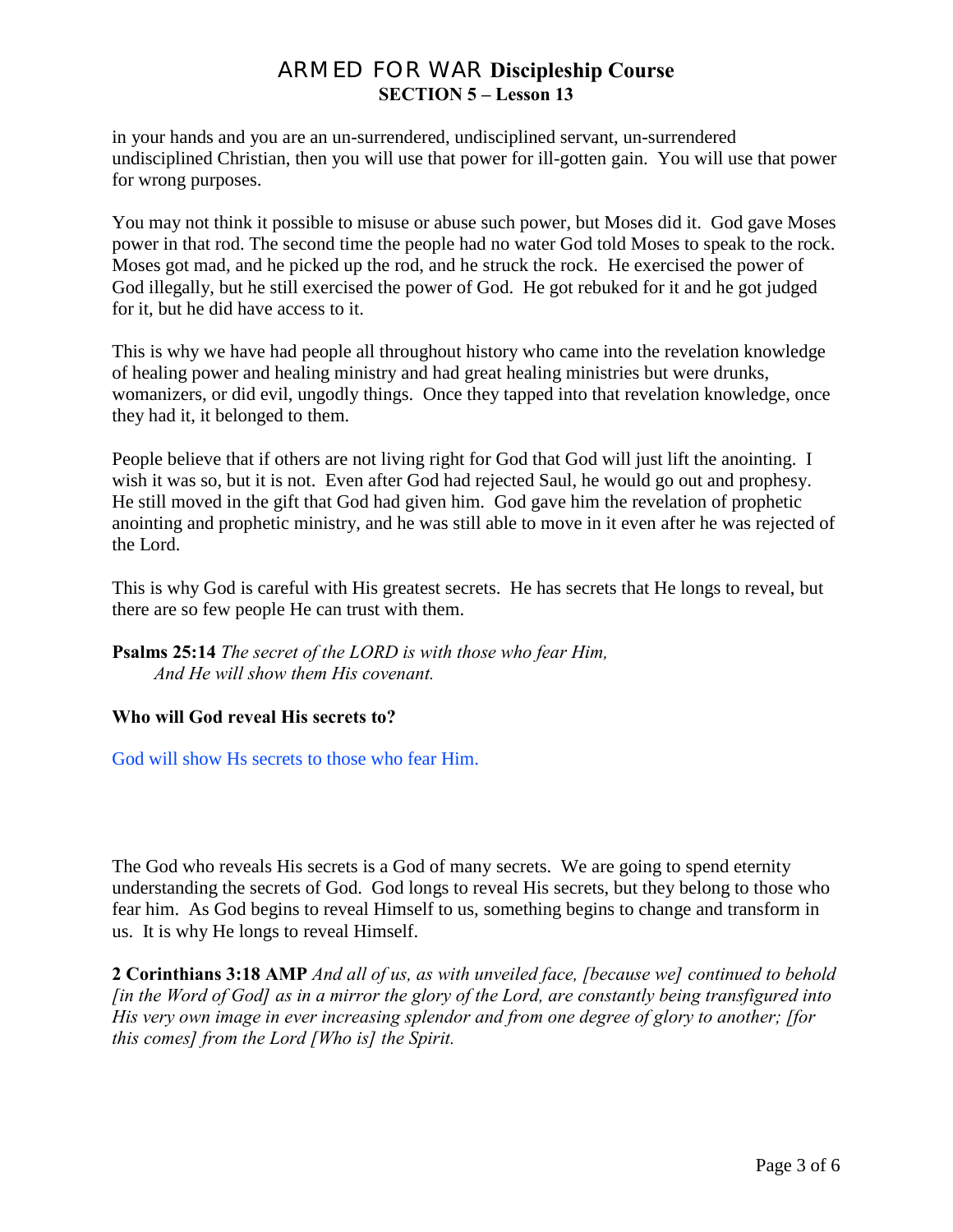in your hands and you are an un-surrendered, undisciplined servant, un-surrendered undisciplined Christian, then you will use that power for ill-gotten gain. You will use that power for wrong purposes.

You may not think it possible to misuse or abuse such power, but Moses did it. God gave Moses power in that rod. The second time the people had no water God told Moses to speak to the rock. Moses got mad, and he picked up the rod, and he struck the rock. He exercised the power of God illegally, but he still exercised the power of God. He got rebuked for it and he got judged for it, but he did have access to it.

This is why we have had people all throughout history who came into the revelation knowledge of healing power and healing ministry and had great healing ministries but were drunks, womanizers, or did evil, ungodly things. Once they tapped into that revelation knowledge, once they had it, it belonged to them.

People believe that if others are not living right for God that God will just lift the anointing. I wish it was so, but it is not. Even after God had rejected Saul, he would go out and prophesy. He still moved in the gift that God had given him. God gave him the revelation of prophetic anointing and prophetic ministry, and he was still able to move in it even after he was rejected of the Lord.

This is why God is careful with His greatest secrets. He has secrets that He longs to reveal, but there are so few people He can trust with them.

**Psalms 25:14** *The secret of the LORD is with those who fear Him,*
*And He will show them His covenant.*

**Who will God reveal His secrets to?**

God will show Hs secrets to those who fear Him.

The God who reveals His secrets is a God of many secrets. We are going to spend eternity understanding the secrets of God. God longs to reveal His secrets, but they belong to those who fear him. As God begins to reveal Himself to us, something begins to change and transform in us. It is why He longs to reveal Himself.

**2 Corinthians 3:18 AMP** *And all of us, as with unveiled face, [because we] continued to behold [in the Word of God] as in a mirror the glory of the Lord, are constantly being transfigured into His very own image in ever increasing splendor and from one degree of glory to another; [for this comes] from the Lord [Who is] the Spirit.*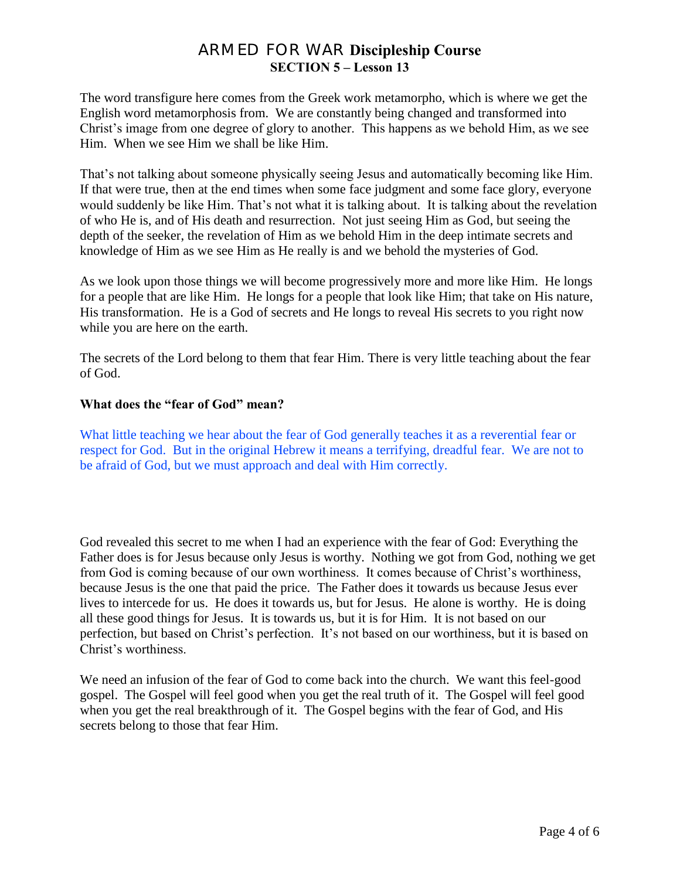The word transfigure here comes from the Greek work metamorpho, which is where we get the English word metamorphosis from. We are constantly being changed and transformed into Christ's image from one degree of glory to another. This happens as we behold Him, as we see Him. When we see Him we shall be like Him.

That's not talking about someone physically seeing Jesus and automatically becoming like Him. If that were true, then at the end times when some face judgment and some face glory, everyone would suddenly be like Him. That's not what it is talking about. It is talking about the revelation of who He is, and of His death and resurrection. Not just seeing Him as God, but seeing the depth of the seeker, the revelation of Him as we behold Him in the deep intimate secrets and knowledge of Him as we see Him as He really is and we behold the mysteries of God.

As we look upon those things we will become progressively more and more like Him. He longs for a people that are like Him. He longs for a people that look like Him; that take on His nature, His transformation. He is a God of secrets and He longs to reveal His secrets to you right now while you are here on the earth.

The secrets of the Lord belong to them that fear Him. There is very little teaching about the fear of God.

**What does the "fear of God" mean?**

What little teaching we hear about the fear of God generally teaches it as a reverential fear or respect for God. But in the original Hebrew it means a terrifying, dreadful fear. We are not to be afraid of God, but we must approach and deal with Him correctly.

God revealed this secret to me when I had an experience with the fear of God: Everything the Father does is for Jesus because only Jesus is worthy. Nothing we got from God, nothing we get from God is coming because of our own worthiness. It comes because of Christ's worthiness, because Jesus is the one that paid the price. The Father does it towards us because Jesus ever lives to intercede for us. He does it towards us, but for Jesus. He alone is worthy. He is doing all these good things for Jesus. It is towards us, but it is for Him. It is not based on our perfection, but based on Christ's perfection. It's not based on our worthiness, but it is based on Christ's worthiness.

We need an infusion of the fear of God to come back into the church. We want this feel-good gospel. The Gospel will feel good when you get the real truth of it. The Gospel will feel good when you get the real breakthrough of it. The Gospel begins with the fear of God, and His secrets belong to those that fear Him.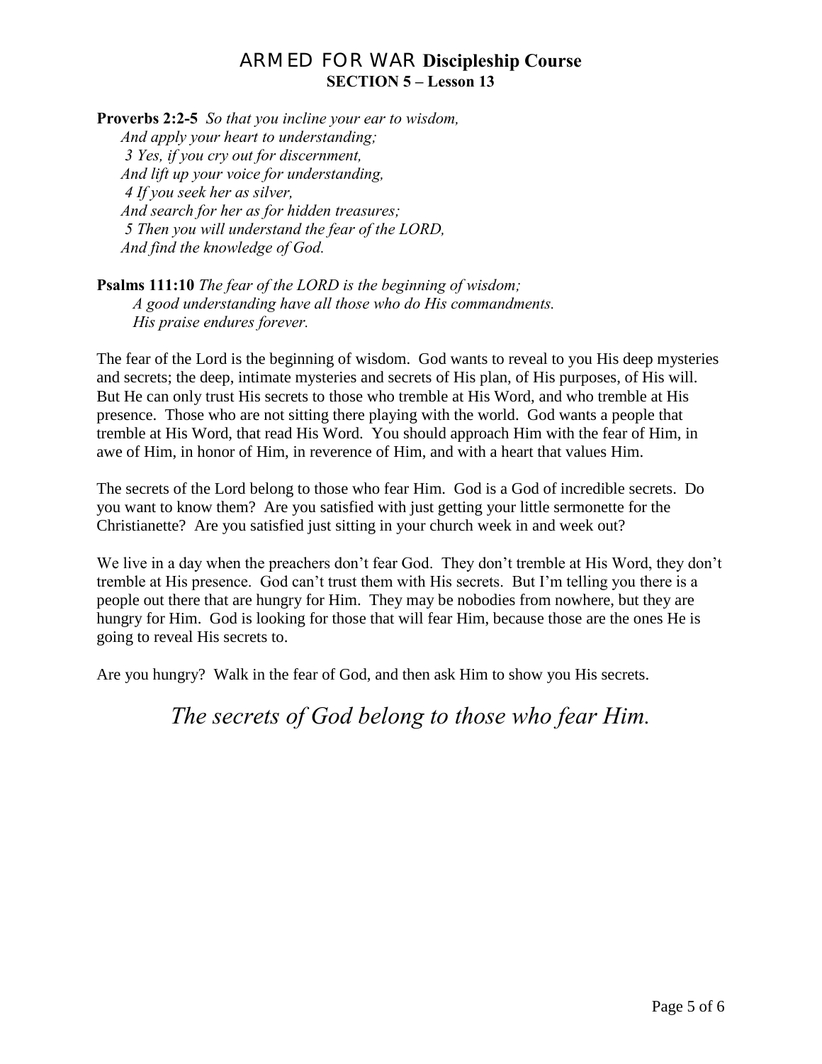**Proverbs 2:2-5** *So that you incline your ear to wisdom,*
*And apply your heart to understanding;*
*3 Yes, if you cry out for discernment,*
*And lift up your voice for understanding,*
*4 If you seek her as silver,*
*And search for her as for hidden treasures;*
*5 Then you will understand the fear of the LORD,*
*And find the knowledge of God.*

**Psalms 111:10** *The fear of the LORD is the beginning of wisdom;*
*A good understanding have all those who do His commandments.*
*His praise endures forever.*

The fear of the Lord is the beginning of wisdom. God wants to reveal to you His deep mysteries and secrets; the deep, intimate mysteries and secrets of His plan, of His purposes, of His will. But He can only trust His secrets to those who tremble at His Word, and who tremble at His presence. Those who are not sitting there playing with the world. God wants a people that tremble at His Word, that read His Word. You should approach Him with the fear of Him, in awe of Him, in honor of Him, in reverence of Him, and with a heart that values Him.

The secrets of the Lord belong to those who fear Him. God is a God of incredible secrets. Do you want to know them? Are you satisfied with just getting your little sermonette for the Christianette? Are you satisfied just sitting in your church week in and week out?

We live in a day when the preachers don't fear God. They don't tremble at His Word, they don't tremble at His presence. God can't trust them with His secrets. But I'm telling you there is a people out there that are hungry for Him. They may be nobodies from nowhere, but they are hungry for Him. God is looking for those that will fear Him, because those are the ones He is going to reveal His secrets to.

Are you hungry? Walk in the fear of God, and then ask Him to show you His secrets.

*The secrets of God belong to those who fear Him.*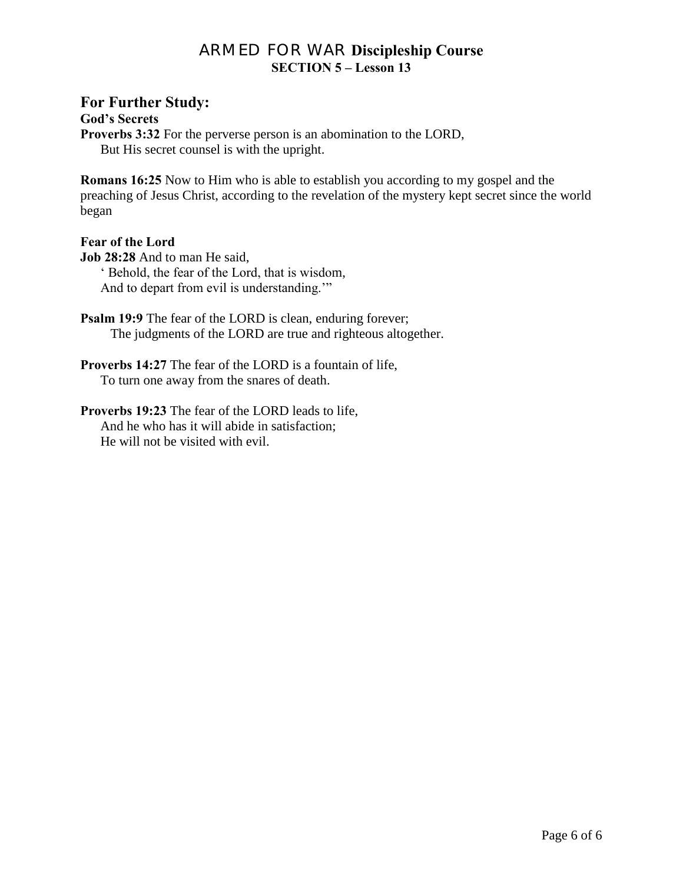## For Further Study:

**God's Secrets**

**Proverbs 3:32** For the perverse person is an abomination to the LORD,
But His secret counsel is with the upright.

**Romans 16:25** Now to Him who is able to establish you according to my gospel and the preaching of Jesus Christ, according to the revelation of the mystery kept secret since the world began

**Fear of the Lord**

**Job 28:28** And to man He said,
' Behold, the fear of the Lord, that is wisdom,
And to depart from evil is understanding.'"

**Psalm 19:9** The fear of the LORD is clean, enduring forever;
The judgments of the LORD are true and righteous altogether.

**Proverbs 14:27** The fear of the LORD is a fountain of life,
To turn one away from the snares of death.

**Proverbs 19:23** The fear of the LORD leads to life,
And he who has it will abide in satisfaction;
He will not be visited with evil.